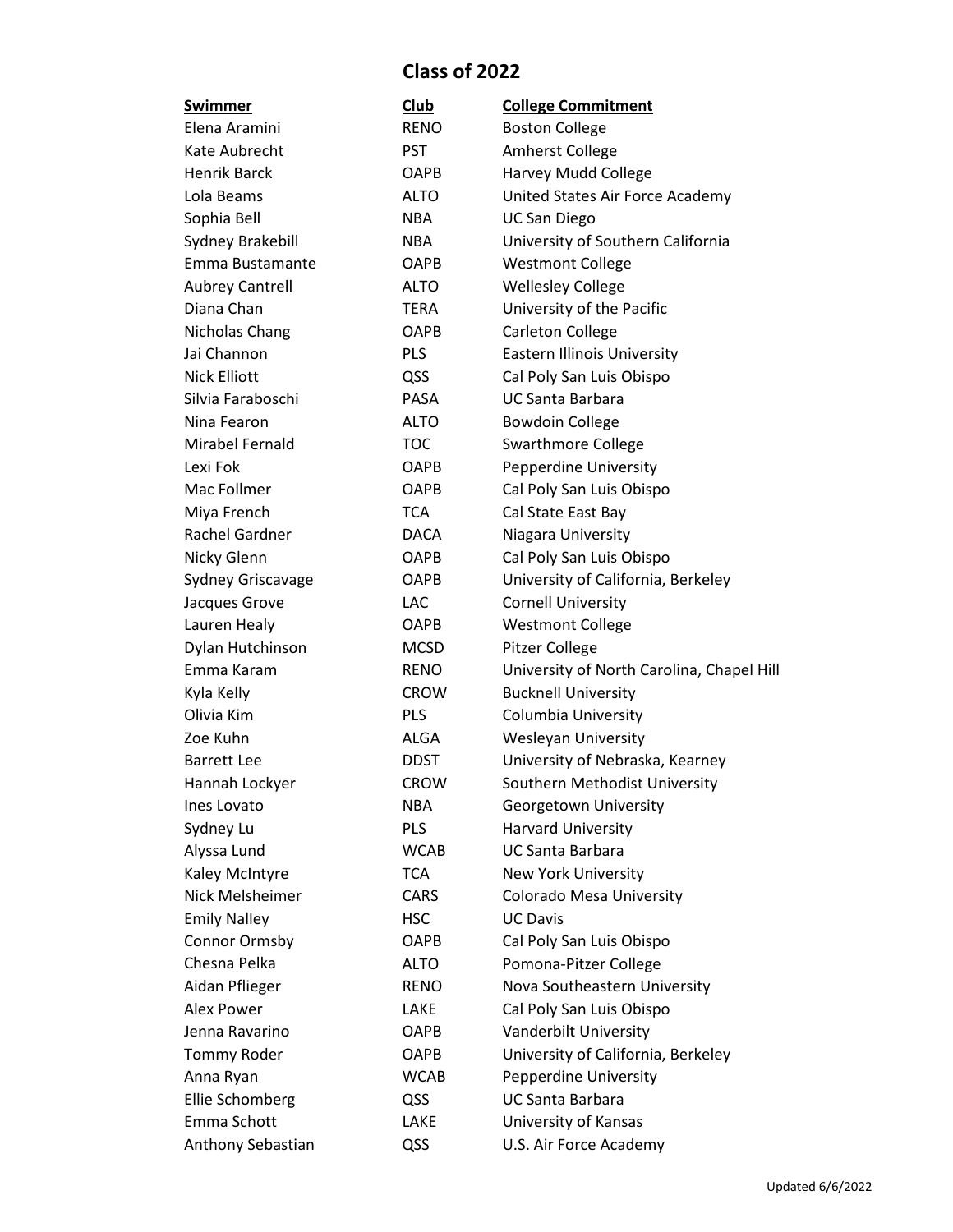# Class of 2022

| Swimmer | Club | College Commitment |
| --- | --- | --- |
| Elena Aramini | RENO | Boston College |
| Kate Aubrecht | PST | Amherst College |
| Henrik Barck | OAPB | Harvey Mudd College |
| Lola Beams | ALTO | United States Air Force Academy |
| Sophia Bell | NBA | UC San Diego |
| Sydney Brakebill | NBA | University of Southern California |
| Emma Bustamante | OAPB | Westmont College |
| Aubrey Cantrell | ALTO | Wellesley College |
| Diana Chan | TERA | University of the Pacific |
| Nicholas Chang | OAPB | Carleton College |
| Jai Channon | PLS | Eastern Illinois University |
| Nick Elliott | QSS | Cal Poly San Luis Obispo |
| Silvia Faraboschi | PASA | UC Santa Barbara |
| Nina Fearon | ALTO | Bowdoin College |
| Mirabel Fernald | TOC | Swarthmore College |
| Lexi Fok | OAPB | Pepperdine University |
| Mac Follmer | OAPB | Cal Poly San Luis Obispo |
| Miya French | TCA | Cal State East Bay |
| Rachel Gardner | DACA | Niagara University |
| Nicky Glenn | OAPB | Cal Poly San Luis Obispo |
| Sydney Griscavage | OAPB | University of California, Berkeley |
| Jacques Grove | LAC | Cornell University |
| Lauren Healy | OAPB | Westmont College |
| Dylan Hutchinson | MCSD | Pitzer College |
| Emma Karam | RENO | University of North Carolina, Chapel Hill |
| Kyla Kelly | CROW | Bucknell University |
| Olivia Kim | PLS | Columbia University |
| Zoe Kuhn | ALGA | Wesleyan University |
| Barrett Lee | DDST | University of Nebraska, Kearney |
| Hannah Lockyer | CROW | Southern Methodist University |
| Ines Lovato | NBA | Georgetown University |
| Sydney Lu | PLS | Harvard University |
| Alyssa Lund | WCAB | UC Santa Barbara |
| Kaley McIntyre | TCA | New York University |
| Nick Melsheimer | CARS | Colorado Mesa University |
| Emily Nalley | HSC | UC Davis |
| Connor Ormsby | OAPB | Cal Poly San Luis Obispo |
| Chesna Pelka | ALTO | Pomona-Pitzer College |
| Aidan Pflieger | RENO | Nova Southeastern University |
| Alex Power | LAKE | Cal Poly San Luis Obispo |
| Jenna Ravarino | OAPB | Vanderbilt University |
| Tommy Roder | OAPB | University of California, Berkeley |
| Anna Ryan | WCAB | Pepperdine University |
| Ellie Schomberg | QSS | UC Santa Barbara |
| Emma Schott | LAKE | University of Kansas |
| Anthony Sebastian | QSS | U.S. Air Force Academy |

Updated 6/6/2022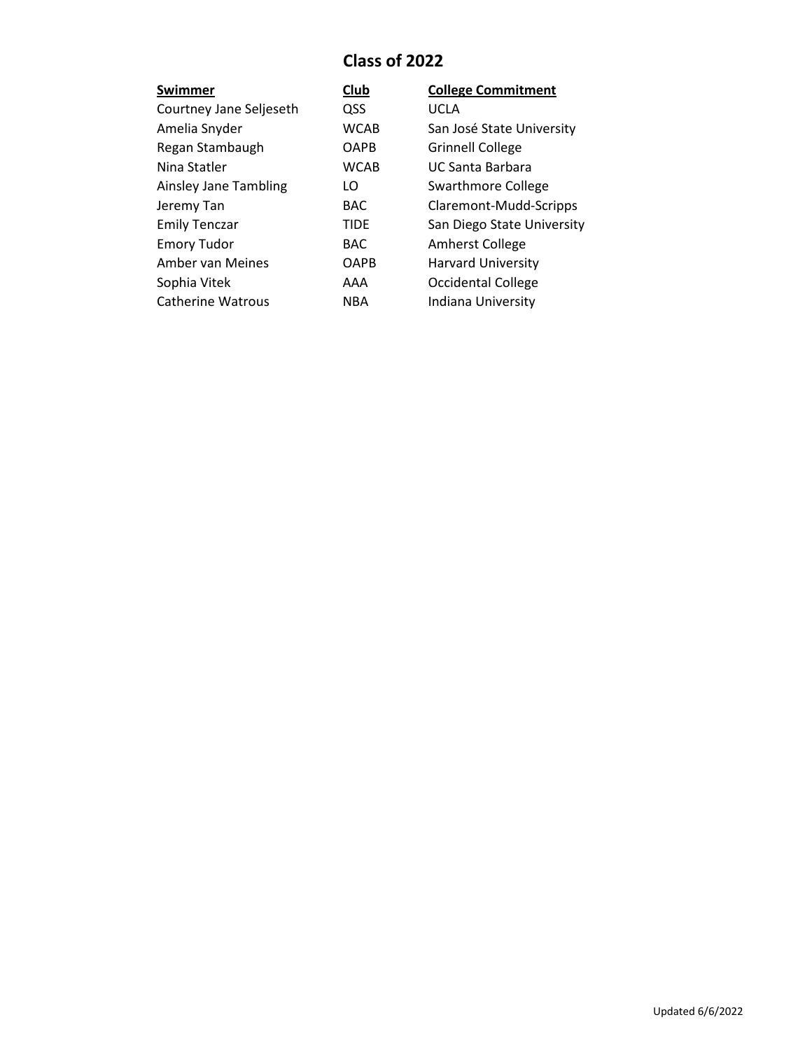## Class of 2022

| Swimmer | Club | College Commitment |
|---|---|---|
| Courtney Jane Seljeseth | QSS | UCLA |
| Amelia Snyder | WCAB | San José State University |
| Regan Stambaugh | OAPB | Grinnell College |
| Nina Statler | WCAB | UC Santa Barbara |
| Ainsley Jane Tambling | LO | Swarthmore College |
| Jeremy Tan | BAC | Claremont-Mudd-Scripps |
| Emily Tenczar | TIDE | San Diego State University |
| Emory Tudor | BAC | Amherst College |
| Amber van Meines | OAPB | Harvard University |
| Sophia Vitek | AAA | Occidental College |
| Catherine Watrous | NBA | Indiana University |

Updated 6/6/2022